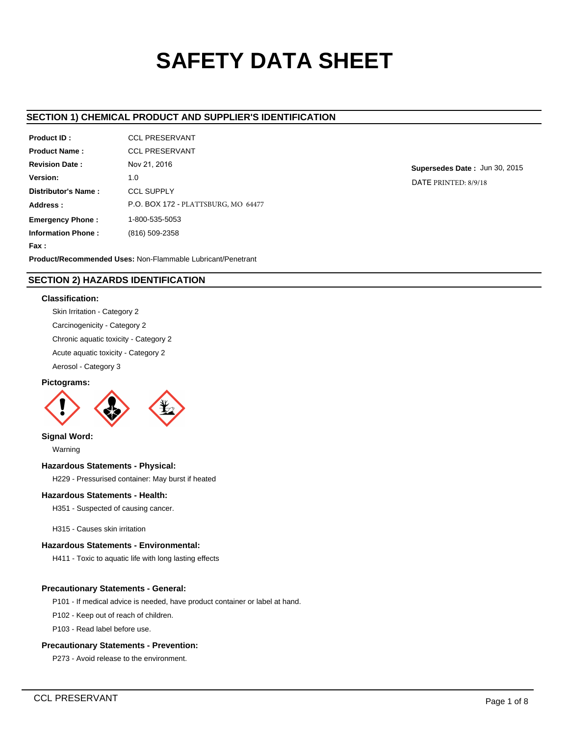# SAFETY DATA SHEET

## SECTION 1) CHEMICAL PRODUCT AND SUPPLIER'S IDENTIFICATION

**Product ID :** CCL PRESERVANT

**Product Name :** CCL PRESERVANT

**Revision Date :** Nov 21, 2016

**Supersedes Date :** Jun 30, 2015

**Version:** 1.0

DATE PRINTED: 8/9/18

**Distributor's Name :** CCL SUPPLY

**Address :** P.O. BOX 172 - PLATTSBURG, MO 64477

**Emergency Phone :** 1-800-535-5053

**Information Phone :** (816) 509-2358

**Fax :**

**Product/Recommended Uses:** Non-Flammable Lubricant/Penetrant

## SECTION 2) HAZARDS IDENTIFICATION

### Classification:

Skin Irritation - Category 2

Carcinogenicity - Category 2

Chronic aquatic toxicity - Category 2

Acute aquatic toxicity - Category 2

Aerosol - Category 3

### Pictograms:

### Signal Word:

Warning

### Hazardous Statements - Physical:

H229 - Pressurised container: May burst if heated

### Hazardous Statements - Health:

H351 - Suspected of causing cancer.

H315 - Causes skin irritation

### Hazardous Statements - Environmental:

H411 - Toxic to aquatic life with long lasting effects

### Precautionary Statements - General:

P101 - If medical advice is needed, have product container or label at hand.

P102 - Keep out of reach of children.

P103 - Read label before use.

### Precautionary Statements - Prevention:

P273 - Avoid release to the environment.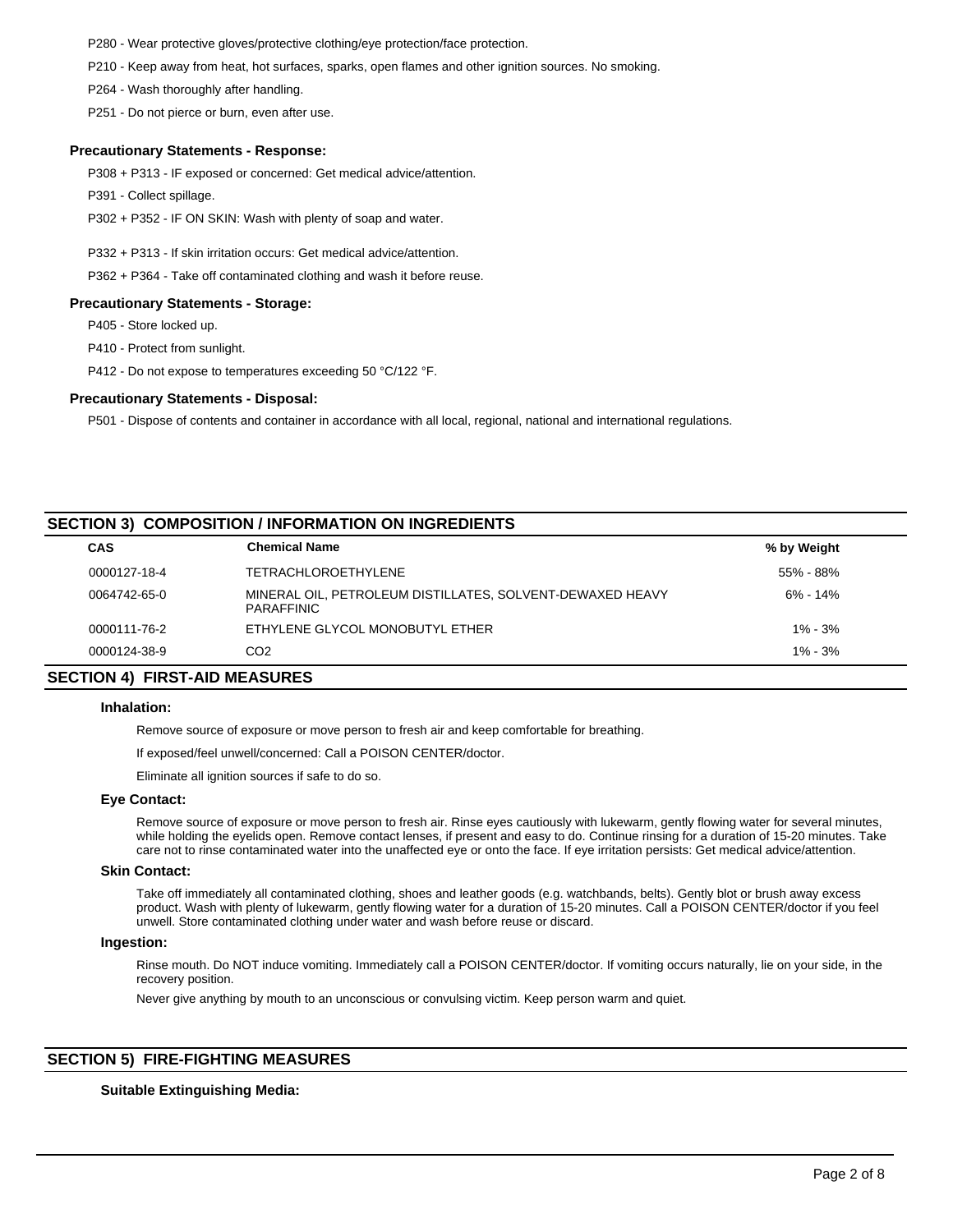P280 - Wear protective gloves/protective clothing/eye protection/face protection.

P210 - Keep away from heat, hot surfaces, sparks, open flames and other ignition sources. No smoking.

P264 - Wash thoroughly after handling.

P251 - Do not pierce or burn, even after use.

### Precautionary Statements - Response:

P308 + P313 - IF exposed or concerned: Get medical advice/attention.

P391 - Collect spillage.

P302 + P352 - IF ON SKIN: Wash with plenty of soap and water.

P332 + P313 - If skin irritation occurs: Get medical advice/attention.

P362 + P364 - Take off contaminated clothing and wash it before reuse.

### Precautionary Statements - Storage:

P405 - Store locked up.

P410 - Protect from sunlight.

P412 - Do not expose to temperatures exceeding 50 °C/122 °F.

### Precautionary Statements - Disposal:

P501 - Dispose of contents and container in accordance with all local, regional, national and international regulations.

## SECTION 3) COMPOSITION / INFORMATION ON INGREDIENTS

| CAS | Chemical Name | % by Weight |
|---|---|---|
| 0000127-18-4 | TETRACHLOROETHYLENE | 55% - 88% |
| 0064742-65-0 | MINERAL OIL, PETROLEUM DISTILLATES, SOLVENT-DEWAXED HEAVY PARAFFINIC | 6% - 14% |
| 0000111-76-2 | ETHYLENE GLYCOL MONOBUTYL ETHER | 1% - 3% |
| 0000124-38-9 | $CO_2$ | 1% - 3% |

## SECTION 4) FIRST-AID MEASURES

### Inhalation:

Remove source of exposure or move person to fresh air and keep comfortable for breathing.

If exposed/feel unwell/concerned: Call a POISON CENTER/doctor.

Eliminate all ignition sources if safe to do so.

### Eye Contact:

Remove source of exposure or move person to fresh air. Rinse eyes cautiously with lukewarm, gently flowing water for several minutes, while holding the eyelids open. Remove contact lenses, if present and easy to do. Continue rinsing for a duration of 15-20 minutes. Take care not to rinse contaminated water into the unaffected eye or onto the face. If eye irritation persists: Get medical advice/attention.

### Skin Contact:

Take off immediately all contaminated clothing, shoes and leather goods (e.g. watchbands, belts). Gently blot or brush away excess product. Wash with plenty of lukewarm, gently flowing water for a duration of 15-20 minutes. Call a POISON CENTER/doctor if you feel unwell. Store contaminated clothing under water and wash before reuse or discard.

### Ingestion:

Rinse mouth. Do NOT induce vomiting. Immediately call a POISON CENTER/doctor. If vomiting occurs naturally, lie on your side, in the recovery position.

Never give anything by mouth to an unconscious or convulsing victim. Keep person warm and quiet.

## SECTION 5) FIRE-FIGHTING MEASURES

### Suitable Extinguishing Media: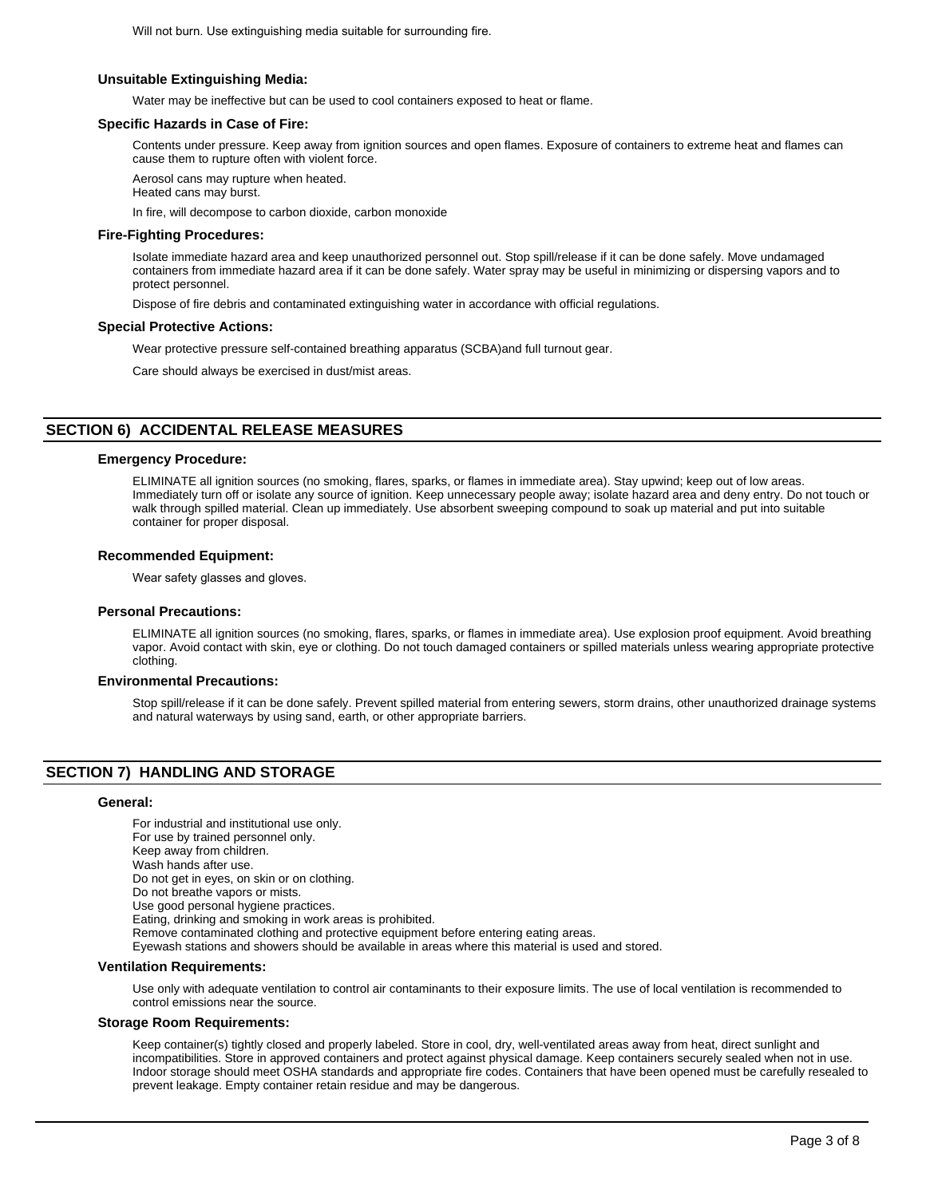Will not burn. Use extinguishing media suitable for surrounding fire.

### Unsuitable Extinguishing Media:

Water may be ineffective but can be used to cool containers exposed to heat or flame.

### Specific Hazards in Case of Fire:

Contents under pressure. Keep away from ignition sources and open flames. Exposure of containers to extreme heat and flames can cause them to rupture often with violent force.

Aerosol cans may rupture when heated.
Heated cans may burst.

In fire, will decompose to carbon dioxide, carbon monoxide

### Fire-Fighting Procedures:

Isolate immediate hazard area and keep unauthorized personnel out. Stop spill/release if it can be done safely. Move undamaged containers from immediate hazard area if it can be done safely. Water spray may be useful in minimizing or dispersing vapors and to protect personnel.

Dispose of fire debris and contaminated extinguishing water in accordance with official regulations.

### Special Protective Actions:

Wear protective pressure self-contained breathing apparatus (SCBA)and full turnout gear.

Care should always be exercised in dust/mist areas.

## SECTION 6) ACCIDENTAL RELEASE MEASURES

### Emergency Procedure:

ELIMINATE all ignition sources (no smoking, flares, sparks, or flames in immediate area). Stay upwind; keep out of low areas. Immediately turn off or isolate any source of ignition. Keep unnecessary people away; isolate hazard area and deny entry. Do not touch or walk through spilled material. Clean up immediately. Use absorbent sweeping compound to soak up material and put into suitable container for proper disposal.

### Recommended Equipment:

Wear safety glasses and gloves.

### Personal Precautions:

ELIMINATE all ignition sources (no smoking, flares, sparks, or flames in immediate area). Use explosion proof equipment. Avoid breathing vapor. Avoid contact with skin, eye or clothing. Do not touch damaged containers or spilled materials unless wearing appropriate protective clothing.

### Environmental Precautions:

Stop spill/release if it can be done safely. Prevent spilled material from entering sewers, storm drains, other unauthorized drainage systems and natural waterways by using sand, earth, or other appropriate barriers.

## SECTION 7) HANDLING AND STORAGE

### General:

For industrial and institutional use only.
For use by trained personnel only.
Keep away from children.
Wash hands after use.
Do not get in eyes, on skin or on clothing.
Do not breathe vapors or mists.
Use good personal hygiene practices.
Eating, drinking and smoking in work areas is prohibited.
Remove contaminated clothing and protective equipment before entering eating areas.
Eyewash stations and showers should be available in areas where this material is used and stored.

### Ventilation Requirements:

Use only with adequate ventilation to control air contaminants to their exposure limits. The use of local ventilation is recommended to control emissions near the source.

### Storage Room Requirements:

Keep container(s) tightly closed and properly labeled. Store in cool, dry, well-ventilated areas away from heat, direct sunlight and incompatibilities. Store in approved containers and protect against physical damage. Keep containers securely sealed when not in use. Indoor storage should meet OSHA standards and appropriate fire codes. Containers that have been opened must be carefully resealed to prevent leakage. Empty container retain residue and may be dangerous.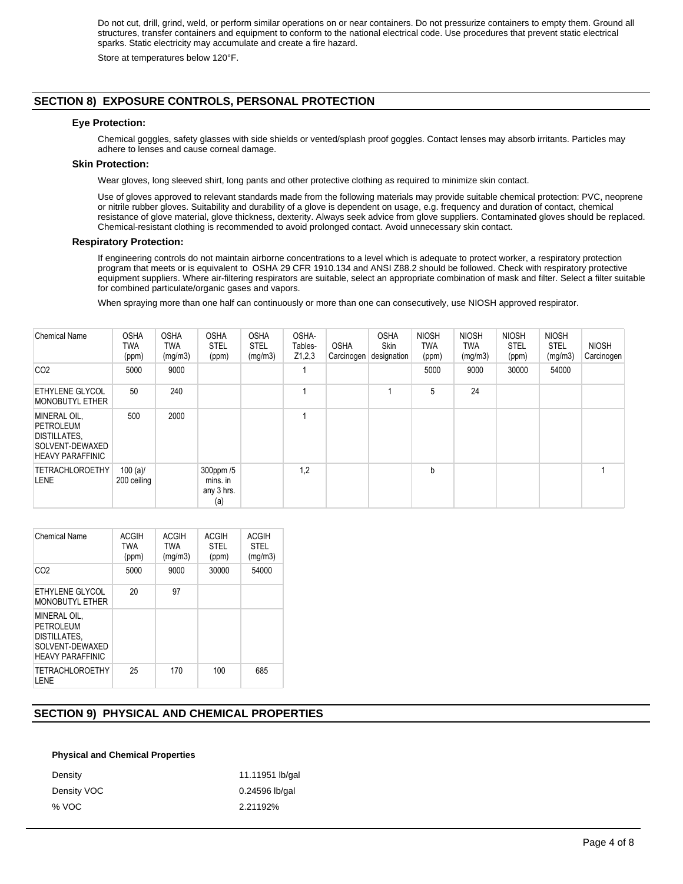Do not cut, drill, grind, weld, or perform similar operations on or near containers. Do not pressurize containers to empty them. Ground all structures, transfer containers and equipment to conform to the national electrical code. Use procedures that prevent static electrical sparks. Static electricity may accumulate and create a fire hazard.

Store at temperatures below 120°F.

## SECTION 8) EXPOSURE CONTROLS, PERSONAL PROTECTION

### Eye Protection:

Chemical goggles, safety glasses with side shields or vented/splash proof goggles. Contact lenses may absorb irritants. Particles may adhere to lenses and cause corneal damage.

### Skin Protection:

Wear gloves, long sleeved shirt, long pants and other protective clothing as required to minimize skin contact.

Use of gloves approved to relevant standards made from the following materials may provide suitable chemical protection: PVC, neoprene or nitrile rubber gloves. Suitability and durability of a glove is dependent on usage, e.g. frequency and duration of contact, chemical resistance of glove material, glove thickness, dexterity. Always seek advice from glove suppliers. Contaminated gloves should be replaced. Chemical-resistant clothing is recommended to avoid prolonged contact. Avoid unnecessary skin contact.

### Respiratory Protection:

If engineering controls do not maintain airborne concentrations to a level which is adequate to protect worker, a respiratory protection program that meets or is equivalent to OSHA 29 CFR 1910.134 and ANSI Z88.2 should be followed. Check with respiratory protective equipment suppliers. Where air-filtering respirators are suitable, select an appropriate combination of mask and filter. Select a filter suitable for combined particulate/organic gases and vapors.

When spraying more than one half can continuously or more than one can consecutively, use NIOSH approved respirator.

| Chemical Name | OSHA TWA (ppm) | OSHA TWA (mg/m3) | OSHA STEL (ppm) | OSHA STEL (mg/m3) | OSHA-Tables-Z1,2,3 | OSHA Carcinogen | OSHA Skin designation | NIOSH TWA (ppm) | NIOSH TWA (mg/m3) | NIOSH STEL (ppm) | NIOSH STEL (mg/m3) | NIOSH Carcinogen |
|---|---|---|---|---|---|---|---|---|---|---|---|---|
| CO2 | 5000 | 9000 | | | 1 | | | 5000 | 9000 | 30000 | 54000 | |
| ETHYLENE GLYCOL MONOBUTYL ETHER | 50 | 240 | | | 1 | | 1 | 5 | 24 | | | |
| MINERAL OIL, PETROLEUM DISTILLATES, SOLVENT-DEWAXED HEAVY PARAFFINIC | 500 | 2000 | | | 1 | | | | | | | |
| TETRACHLOROETHYLENE | 100 (a)/ 200 ceiling | | 300ppm /5 mins. in any 3 hrs. (a) | | 1,2 | | | b | | | | 1 |

| Chemical Name | ACGIH TWA (ppm) | ACGIH TWA (mg/m3) | ACGIH STEL (ppm) | ACGIH STEL (mg/m3) |
|---|---|---|---|---|
| CO2 | 5000 | 9000 | 30000 | 54000 |
| ETHYLENE GLYCOL MONOBUTYL ETHER | 20 | 97 | | |
| MINERAL OIL, PETROLEUM DISTILLATES, SOLVENT-DEWAXED HEAVY PARAFFINIC | | | | |
| TETRACHLOROETHYLENE | 25 | 170 | 100 | 685 |

## SECTION 9) PHYSICAL AND CHEMICAL PROPERTIES

**Physical and Chemical Properties**

| | |
|---|---|
| Density | 11.11951 lb/gal |
| Density VOC | 0.24596 lb/gal |
| % VOC | 2.21192% |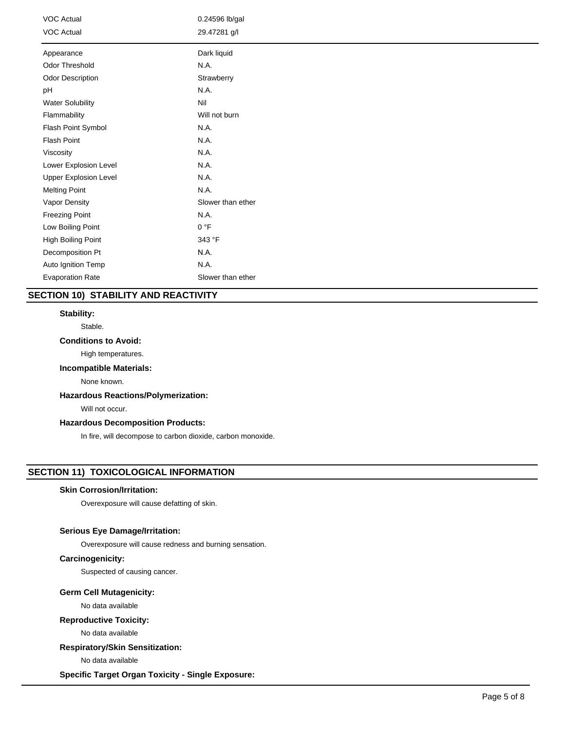| | |
|---|---|
| VOC Actual | 0.24596 lb/gal |
| VOC Actual | 29.47281 g/l |

| | |
|---|---|
| Appearance | Dark liquid |
| Odor Threshold | N.A. |
| Odor Description | Strawberry |
| pH | N.A. |
| Water Solubility | Nil |
| Flammability | Will not burn |
| Flash Point Symbol | N.A. |
| Flash Point | N.A. |
| Viscosity | N.A. |
| Lower Explosion Level | N.A. |
| Upper Explosion Level | N.A. |
| Melting Point | N.A. |
| Vapor Density | Slower than ether |
| Freezing Point | N.A. |
| Low Boiling Point | 0 °F |
| High Boiling Point | 343 °F |
| Decomposition Pt | N.A. |
| Auto Ignition Temp | N.A. |
| Evaporation Rate | Slower than ether |

## SECTION 10) STABILITY AND REACTIVITY

**Stability:**

Stable.

**Conditions to Avoid:**

High temperatures.

**Incompatible Materials:**

None known.

**Hazardous Reactions/Polymerization:**

Will not occur.

**Hazardous Decomposition Products:**

In fire, will decompose to carbon dioxide, carbon monoxide.

## SECTION 11) TOXICOLOGICAL INFORMATION

**Skin Corrosion/Irritation:**

Overexposure will cause defatting of skin.

**Serious Eye Damage/Irritation:**

Overexposure will cause redness and burning sensation.

**Carcinogenicity:**

Suspected of causing cancer.

**Germ Cell Mutagenicity:**

No data available

**Reproductive Toxicity:**

No data available

**Respiratory/Skin Sensitization:**

No data available

**Specific Target Organ Toxicity - Single Exposure:**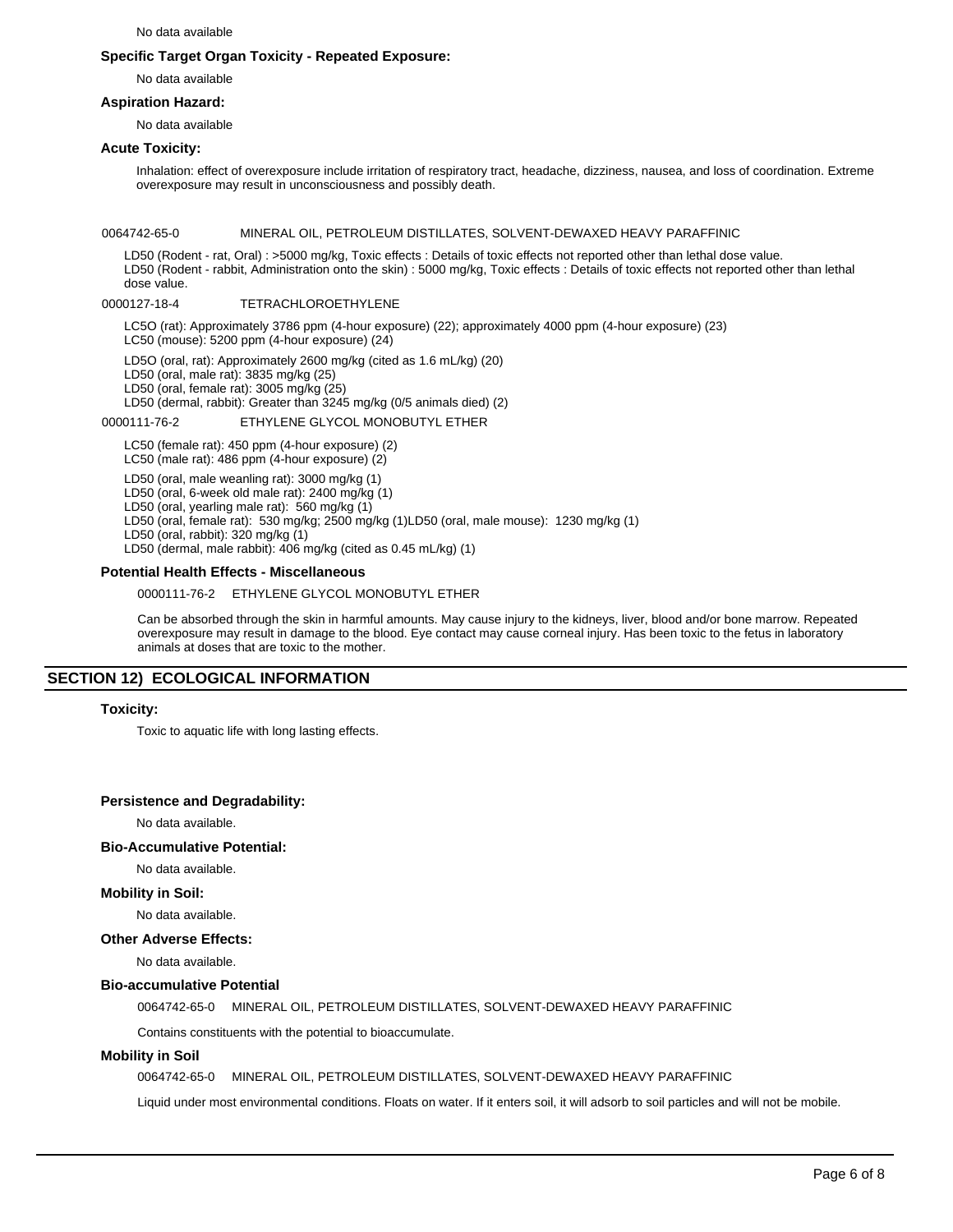No data available

### Specific Target Organ Toxicity - Repeated Exposure:

No data available

### Aspiration Hazard:

No data available

### Acute Toxicity:

Inhalation: effect of overexposure include irritation of respiratory tract, headache, dizziness, nausea, and loss of coordination. Extreme overexposure may result in unconsciousness and possibly death.

0064742-65-0 MINERAL OIL, PETROLEUM DISTILLATES, SOLVENT-DEWAXED HEAVY PARAFFINIC

LD50 (Rodent - rat, Oral) : >5000 mg/kg, Toxic effects : Details of toxic effects not reported other than lethal dose value.
LD50 (Rodent - rabbit, Administration onto the skin) : 5000 mg/kg, Toxic effects : Details of toxic effects not reported other than lethal dose value.

0000127-18-4 TETRACHLOROETHYLENE

LC5O (rat): Approximately 3786 ppm (4-hour exposure) (22); approximately 4000 ppm (4-hour exposure) (23)
LC50 (mouse): 5200 ppm (4-hour exposure) (24)

LD5O (oral, rat): Approximately 2600 mg/kg (cited as 1.6 mL/kg) (20)
LD50 (oral, male rat): 3835 mg/kg (25)
LD50 (oral, female rat): 3005 mg/kg (25)
LD50 (dermal, rabbit): Greater than 3245 mg/kg (0/5 animals died) (2)

0000111-76-2 ETHYLENE GLYCOL MONOBUTYL ETHER

LC50 (female rat): 450 ppm (4-hour exposure) (2)
LC50 (male rat): 486 ppm (4-hour exposure) (2)

LD50 (oral, male weanling rat): 3000 mg/kg (1)
LD50 (oral, 6-week old male rat): 2400 mg/kg (1)
LD50 (oral, yearling male rat): 560 mg/kg (1)
LD50 (oral, female rat): 530 mg/kg; 2500 mg/kg (1)LD50 (oral, male mouse): 1230 mg/kg (1)
LD50 (oral, rabbit): 320 mg/kg (1)
LD50 (dermal, male rabbit): 406 mg/kg (cited as 0.45 mL/kg) (1)

### Potential Health Effects - Miscellaneous

0000111-76-2 ETHYLENE GLYCOL MONOBUTYL ETHER

Can be absorbed through the skin in harmful amounts. May cause injury to the kidneys, liver, blood and/or bone marrow. Repeated overexposure may result in damage to the blood. Eye contact may cause corneal injury. Has been toxic to the fetus in laboratory animals at doses that are toxic to the mother.

## SECTION 12) ECOLOGICAL INFORMATION

### Toxicity:

Toxic to aquatic life with long lasting effects.

### Persistence and Degradability:

No data available.

### Bio-Accumulative Potential:

No data available.

### Mobility in Soil:

No data available.

### Other Adverse Effects:

No data available.

### Bio-accumulative Potential

0064742-65-0 MINERAL OIL, PETROLEUM DISTILLATES, SOLVENT-DEWAXED HEAVY PARAFFINIC

Contains constituents with the potential to bioaccumulate.

### Mobility in Soil

0064742-65-0 MINERAL OIL, PETROLEUM DISTILLATES, SOLVENT-DEWAXED HEAVY PARAFFINIC

Liquid under most environmental conditions. Floats on water. If it enters soil, it will adsorb to soil particles and will not be mobile.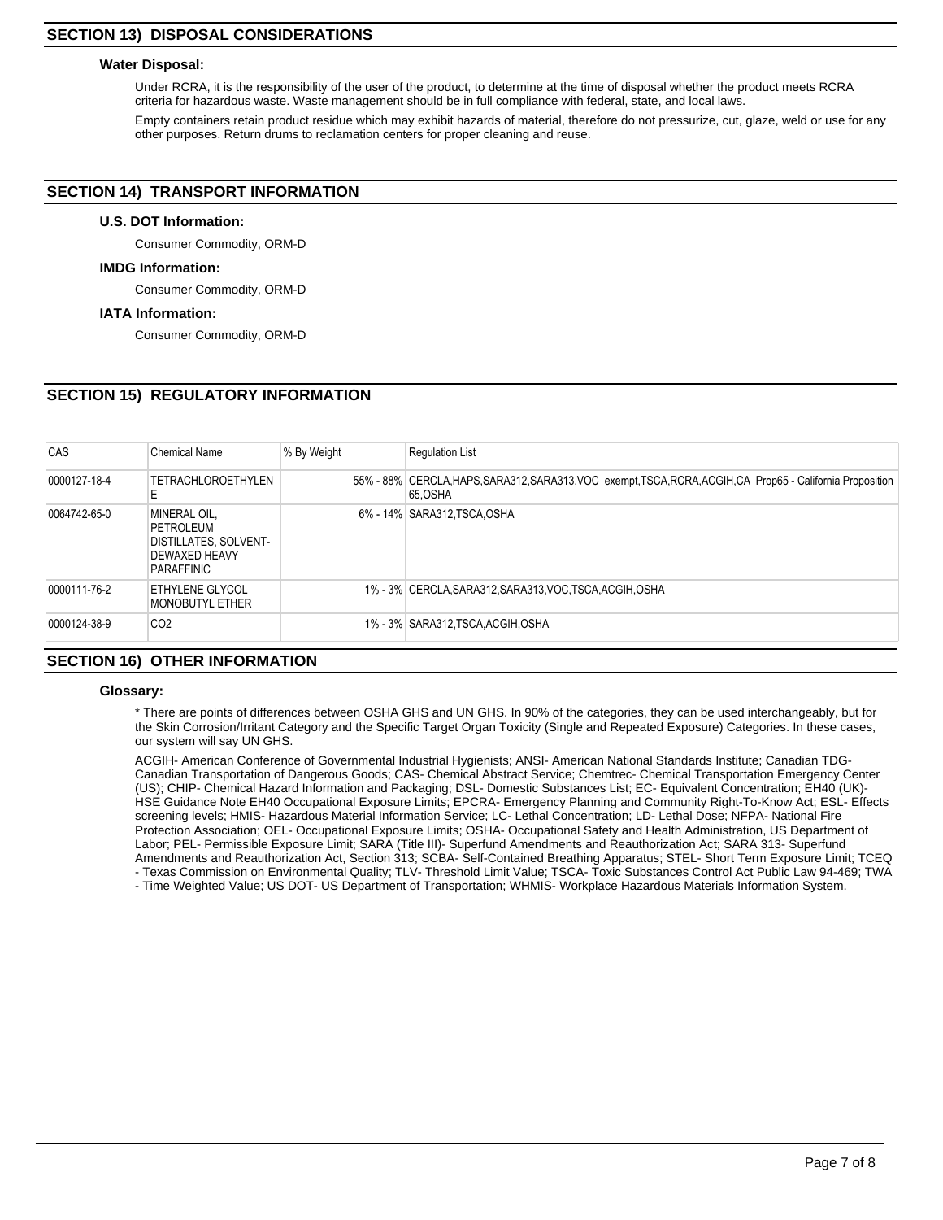## SECTION 13) DISPOSAL CONSIDERATIONS

### Water Disposal:

Under RCRA, it is the responsibility of the user of the product, to determine at the time of disposal whether the product meets RCRA criteria for hazardous waste. Waste management should be in full compliance with federal, state, and local laws.

Empty containers retain product residue which may exhibit hazards of material, therefore do not pressurize, cut, glaze, weld or use for any other purposes. Return drums to reclamation centers for proper cleaning and reuse.

## SECTION 14) TRANSPORT INFORMATION

### U.S. DOT Information:

Consumer Commodity, ORM-D

### IMDG Information:

Consumer Commodity, ORM-D

### IATA Information:

Consumer Commodity, ORM-D

## SECTION 15) REGULATORY INFORMATION

| CAS | Chemical Name | % By Weight | Regulation List |
|---|---|---|---|
| 0000127-18-4 | TETRACHLOROETHYLENE | 55% - 88% | CERCLA,HAPS,SARA312,SARA313,VOC_exempt,TSCA,RCRA,ACGIH,CA_Prop65 - California Proposition 65,OSHA |
| 0064742-65-0 | MINERAL OIL, PETROLEUM DISTILLATES, SOLVENT-DEWAXED HEAVY PARAFFINIC | 6% - 14% | SARA312,TSCA,OSHA |
| 0000111-76-2 | ETHYLENE GLYCOL MONOBUTYL ETHER | 1% - 3% | CERCLA,SARA312,SARA313,VOC,TSCA,ACGIH,OSHA |
| 0000124-38-9 | CO2 | 1% - 3% | SARA312,TSCA,ACGIH,OSHA |

## SECTION 16) OTHER INFORMATION

### Glossary:

* There are points of differences between OSHA GHS and UN GHS. In 90% of the categories, they can be used interchangeably, but for the Skin Corrosion/Irritant Category and the Specific Target Organ Toxicity (Single and Repeated Exposure) Categories. In these cases, our system will say UN GHS.

ACGIH- American Conference of Governmental Industrial Hygienists; ANSI- American National Standards Institute; Canadian TDG- Canadian Transportation of Dangerous Goods; CAS- Chemical Abstract Service; Chemtrec- Chemical Transportation Emergency Center (US); CHIP- Chemical Hazard Information and Packaging; DSL- Domestic Substances List; EC- Equivalent Concentration; EH40 (UK)- HSE Guidance Note EH40 Occupational Exposure Limits; EPCRA- Emergency Planning and Community Right-To-Know Act; ESL- Effects screening levels; HMIS- Hazardous Material Information Service; LC- Lethal Concentration; LD- Lethal Dose; NFPA- National Fire Protection Association; OEL- Occupational Exposure Limits; OSHA- Occupational Safety and Health Administration, US Department of Labor; PEL- Permissible Exposure Limit; SARA (Title III)- Superfund Amendments and Reauthorization Act; SARA 313- Superfund Amendments and Reauthorization Act, Section 313; SCBA- Self-Contained Breathing Apparatus; STEL- Short Term Exposure Limit; TCEQ - Texas Commission on Environmental Quality; TLV- Threshold Limit Value; TSCA- Toxic Substances Control Act Public Law 94-469; TWA - Time Weighted Value; US DOT- US Department of Transportation; WHMIS- Workplace Hazardous Materials Information System.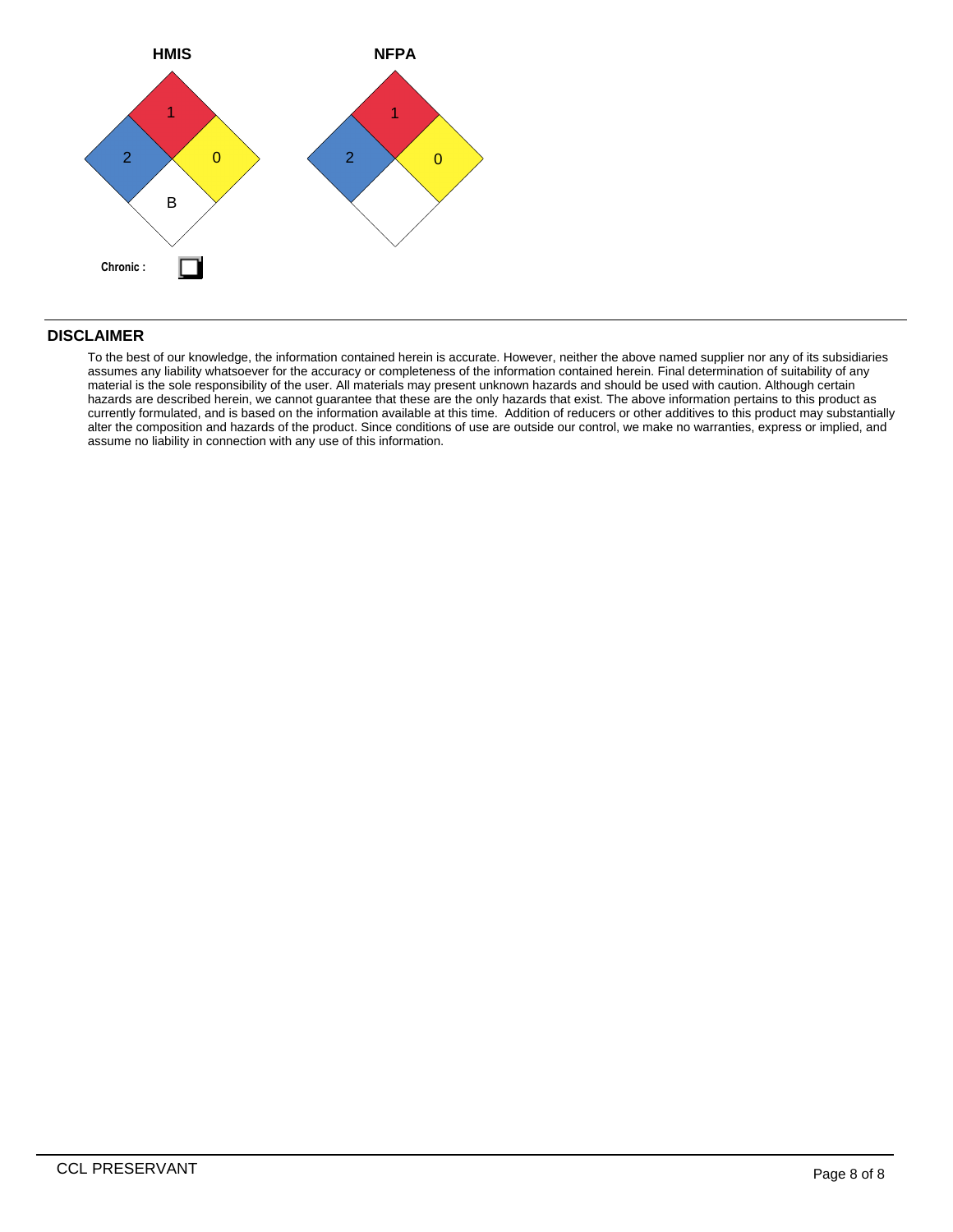HMIS

1

2

0

B

Chronic :

NFPA

1

2

0

## DISCLAIMER

To the best of our knowledge, the information contained herein is accurate. However, neither the above named supplier nor any of its subsidiaries assumes any liability whatsoever for the accuracy or completeness of the information contained herein. Final determination of suitability of any material is the sole responsibility of the user. All materials may present unknown hazards and should be used with caution. Although certain hazards are described herein, we cannot guarantee that these are the only hazards that exist. The above information pertains to this product as currently formulated, and is based on the information available at this time. Addition of reducers or other additives to this product may substantially alter the composition and hazards of the product. Since conditions of use are outside our control, we make no warranties, express or implied, and assume no liability in connection with any use of this information.